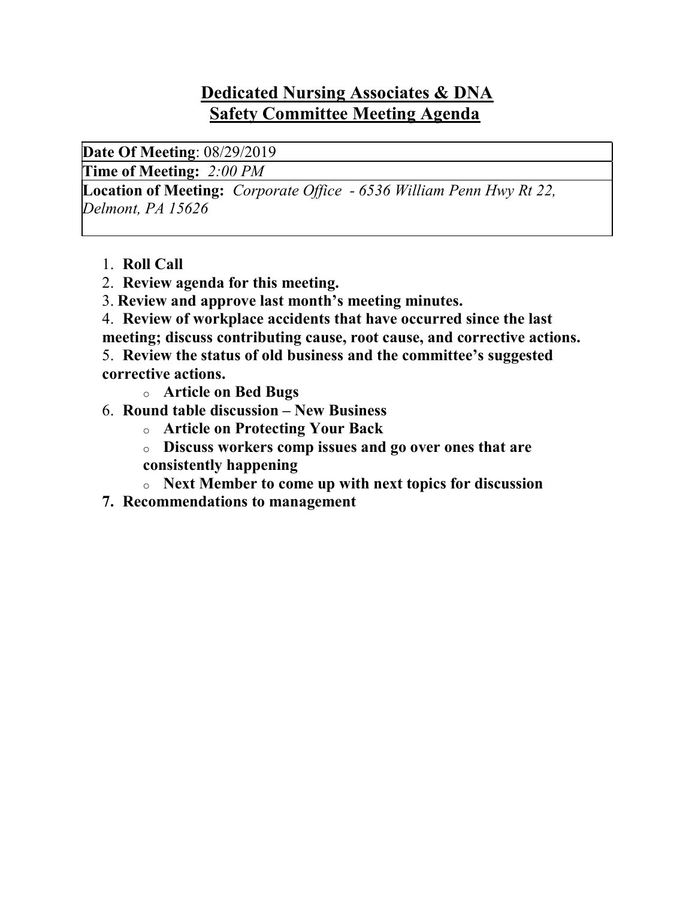# Dedicated Nursing Associates & DNA
## Safety Committee Meeting Agenda

| **Date Of Meeting**: 08/29/2019 |
|---|
| **Time of Meeting:** *2:00 PM* |
| **Location of Meeting:** *Corporate Office - 6536 William Penn Hwy Rt 22, Delmont, PA 15626* |

1. **Roll Call**
2. **Review agenda for this meeting.**
3. **Review and approve last month's meeting minutes.**
4. **Review of workplace accidents that have occurred since the last meeting; discuss contributing cause, root cause, and corrective actions.**
5. **Review the status of old business and the committee's suggested corrective actions.**
    - **Article on Bed Bugs**
6. **Round table discussion – New Business**
    - **Article on Protecting Your Back**
    - **Discuss workers comp issues and go over ones that are consistently happening**
    - **Next Member to come up with next topics for discussion**
7. **Recommendations to management**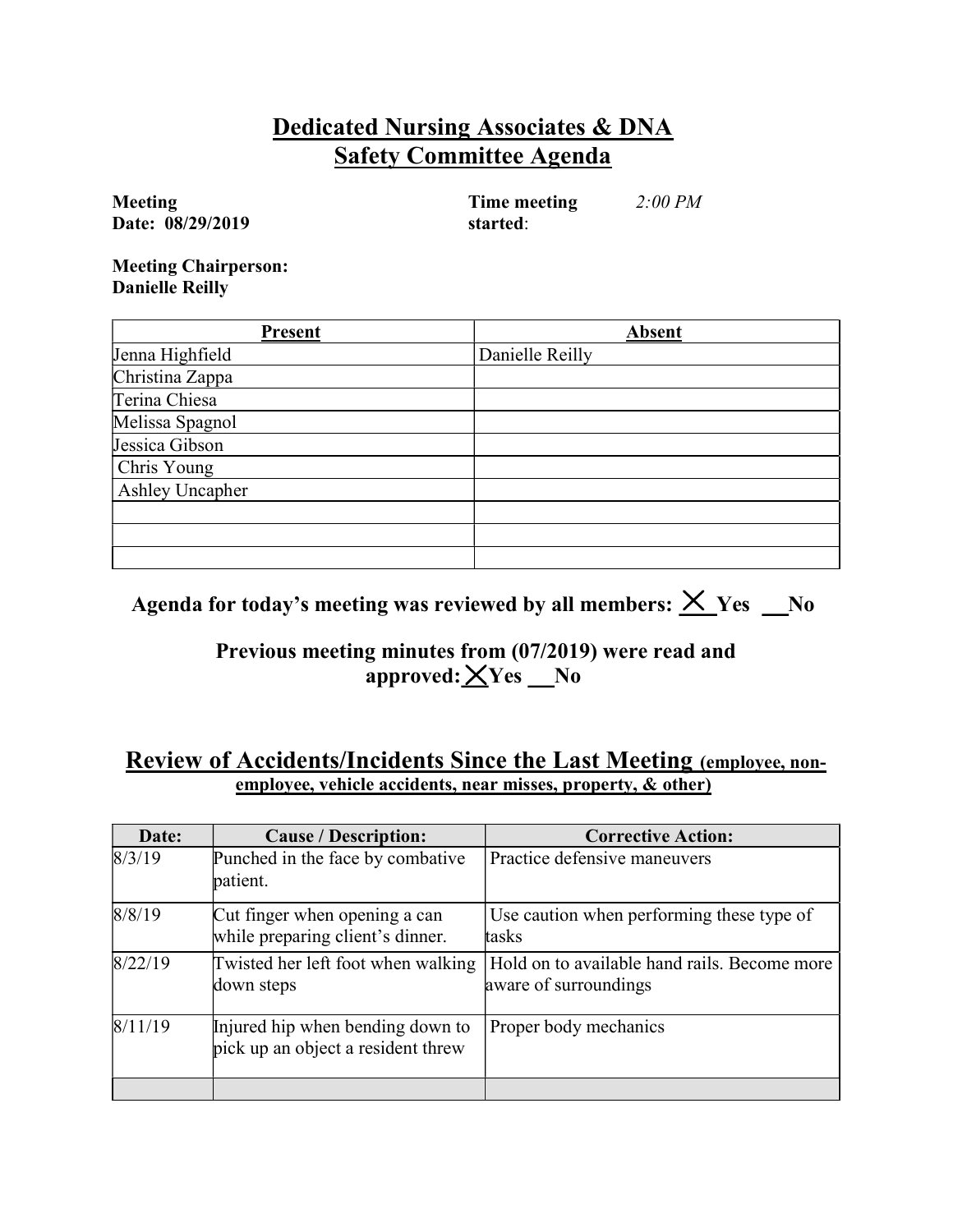# Dedicated Nursing Associates & DNA
# Safety Committee Agenda

**Meeting Date: 08/29/2019**

**Time meeting started**: *2:00 PM*

**Meeting Chairperson: Danielle Reilly**

| Present | Absent |
|---|---|
| Jenna Highfield | Danielle Reilly |
| Christina Zappa | |
| Terina Chiesa | |
| Melissa Spagnol | |
| Jessica Gibson | |
| Chris Young | |
| Ashley Uncapher | |
| | |
| | |
| | |

**Agenda for today's meeting was reviewed by all members: X Yes \_\_No**

**Previous meeting minutes from (07/2019) were read and approved: X Yes \_\_No**

## Review of Accidents/Incidents Since the Last Meeting (employee, non-employee, vehicle accidents, near misses, property, & other)

| Date: | Cause / Description: | Corrective Action: |
|---|---|---|
| 8/3/19 | Punched in the face by combative patient. | Practice defensive maneuvers |
| 8/8/19 | Cut finger when opening a can while preparing client's dinner. | Use caution when performing these type of tasks |
| 8/22/19 | Twisted her left foot when walking down steps | Hold on to available hand rails. Become more aware of surroundings |
| 8/11/19 | Injured hip when bending down to pick up an object a resident threw | Proper body mechanics |
| | | |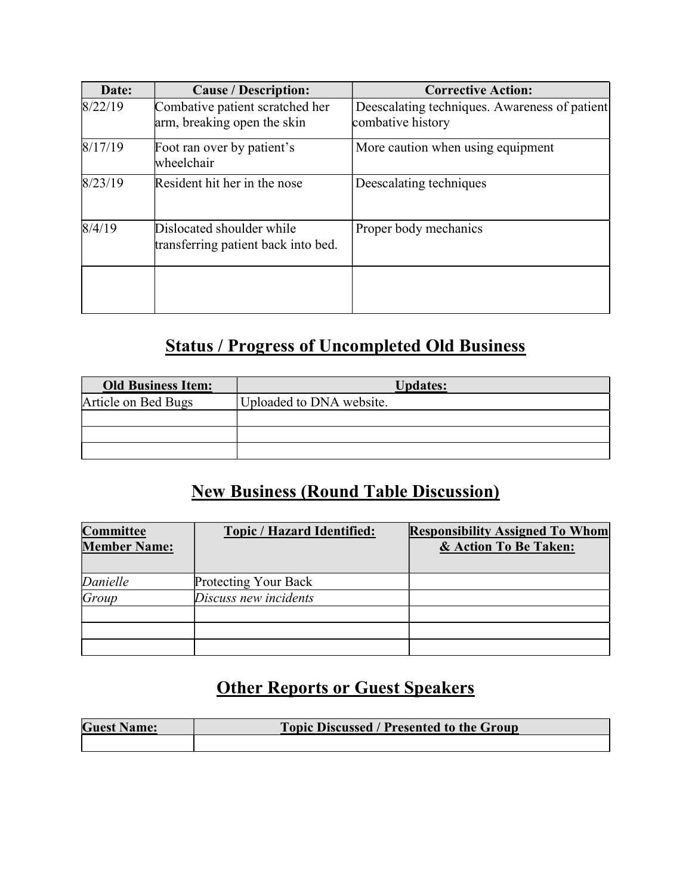| Date: | Cause / Description: | Corrective Action: |
|---|---|---|
| 8/22/19 | Combative patient scratched her arm, breaking open the skin | Deescalating techniques. Awareness of patient combative history |
| 8/17/19 | Foot ran over by patient's wheelchair | More caution when using equipment |
| 8/23/19 | Resident hit her in the nose | Deescalating techniques |
| 8/4/19 | Dislocated shoulder while transferring patient back into bed. | Proper body mechanics |
| | | |

## Status / Progress of Uncompleted Old Business

| Old Business Item: | Updates: |
|---|---|
| Article on Bed Bugs | Uploaded to DNA website. |
| | |
| | |
| | |

## New Business (Round Table Discussion)

| Committee Member Name: | Topic / Hazard Identified: | Responsibility Assigned To Whom & Action To Be Taken: |
|---|---|---|
| *Danielle* | Protecting Your Back | |
| *Group* | *Discuss new incidents* | |
| | | |
| | | |
| | | |

## Other Reports or Guest Speakers

| Guest Name: | Topic Discussed / Presented to the Group |
|---|---|
| | |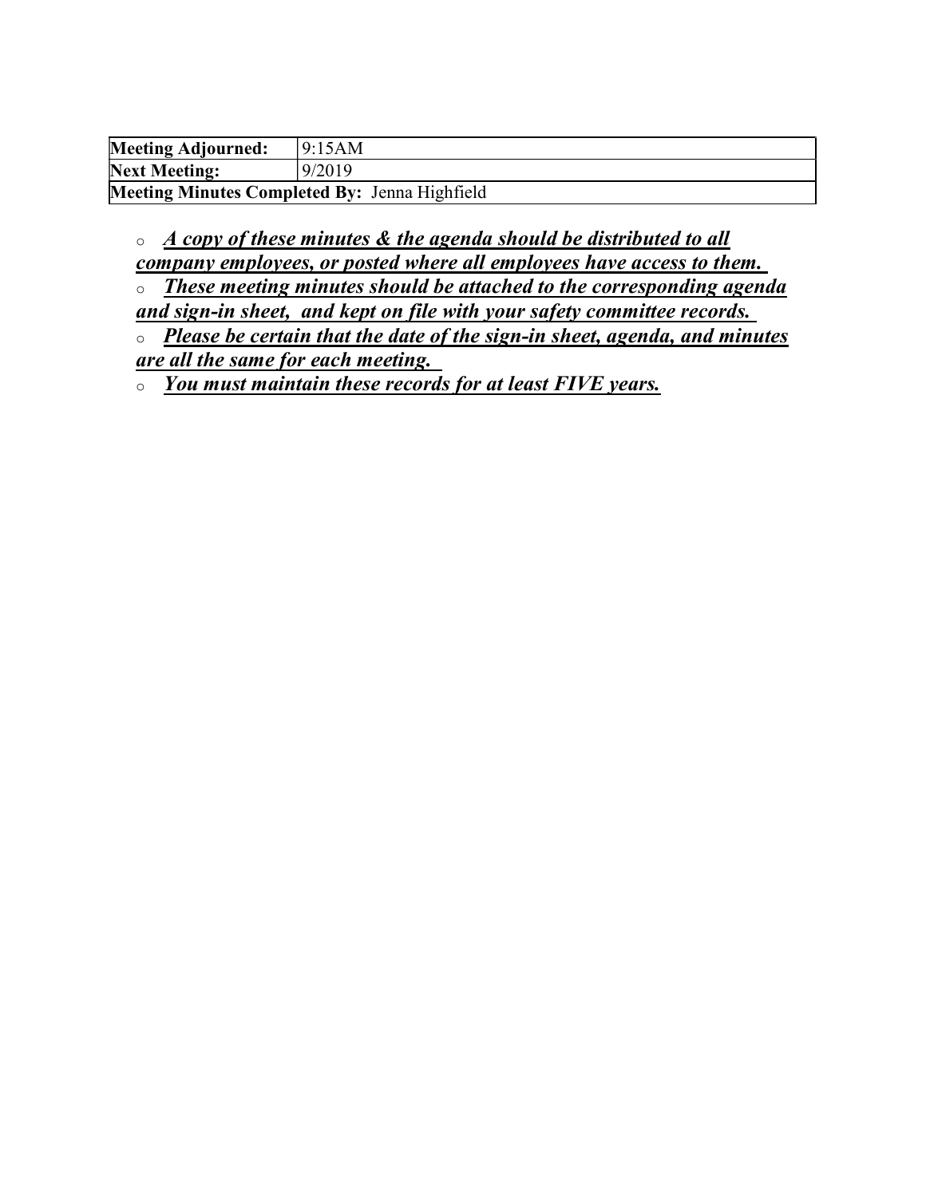| | |
|---|---|
| **Meeting Adjourned:** | 9:15AM |
| **Next Meeting:** | 9/2019 |
| **Meeting Minutes Completed By:** Jenna Highfield | |

- ***A copy of these minutes & the agenda should be distributed to all company employees, or posted where all employees have access to them.***
- ***These meeting minutes should be attached to the corresponding agenda and sign-in sheet, and kept on file with your safety committee records.***
- ***Please be certain that the date of the sign-in sheet, agenda, and minutes are all the same for each meeting.***
- ***You must maintain these records for at least FIVE years.***